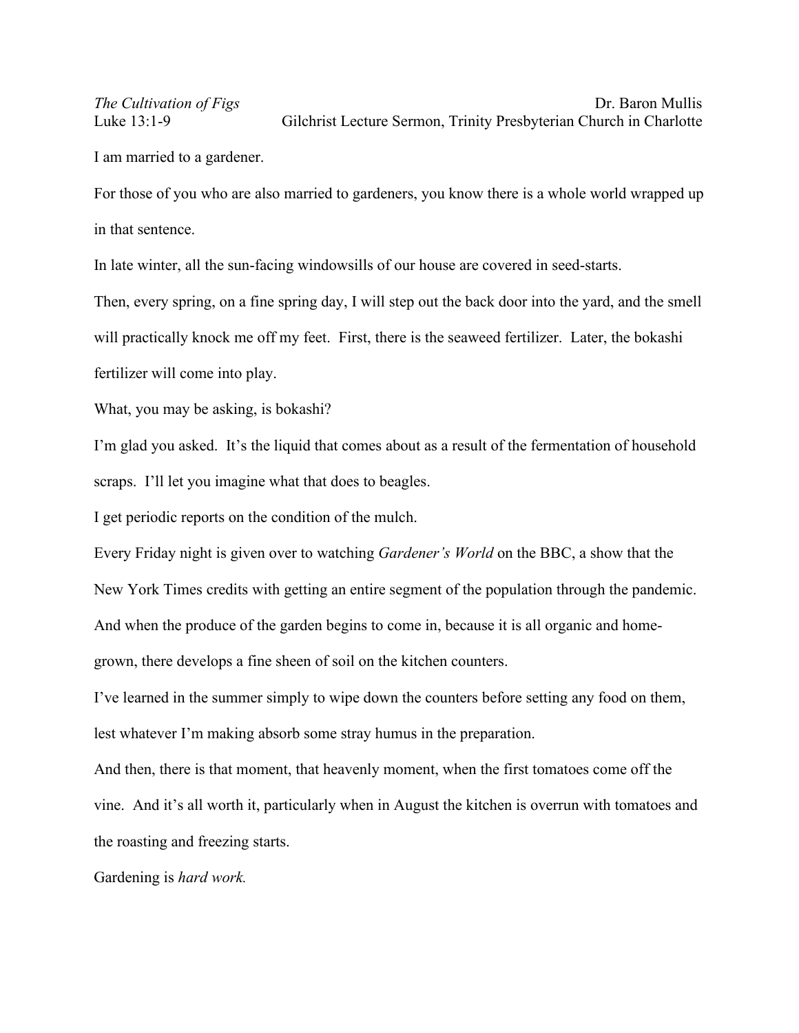*The Cultivation of Figs* Dr. Baron Mullis
Luke 13:1-9 Gilchrist Lecture Sermon, Trinity Presbyterian Church in Charlotte

I am married to a gardener.

For those of you who are also married to gardeners, you know there is a whole world wrapped up in that sentence.

In late winter, all the sun-facing windowsills of our house are covered in seed-starts.

Then, every spring, on a fine spring day, I will step out the back door into the yard, and the smell will practically knock me off my feet. First, there is the seaweed fertilizer. Later, the bokashi fertilizer will come into play.

What, you may be asking, is bokashi?

I'm glad you asked. It's the liquid that comes about as a result of the fermentation of household scraps. I'll let you imagine what that does to beagles.

I get periodic reports on the condition of the mulch.

Every Friday night is given over to watching *Gardener's World* on the BBC, a show that the New York Times credits with getting an entire segment of the population through the pandemic.

And when the produce of the garden begins to come in, because it is all organic and home-grown, there develops a fine sheen of soil on the kitchen counters.

I've learned in the summer simply to wipe down the counters before setting any food on them, lest whatever I'm making absorb some stray humus in the preparation.

And then, there is that moment, that heavenly moment, when the first tomatoes come off the vine. And it's all worth it, particularly when in August the kitchen is overrun with tomatoes and the roasting and freezing starts.

Gardening is *hard work.*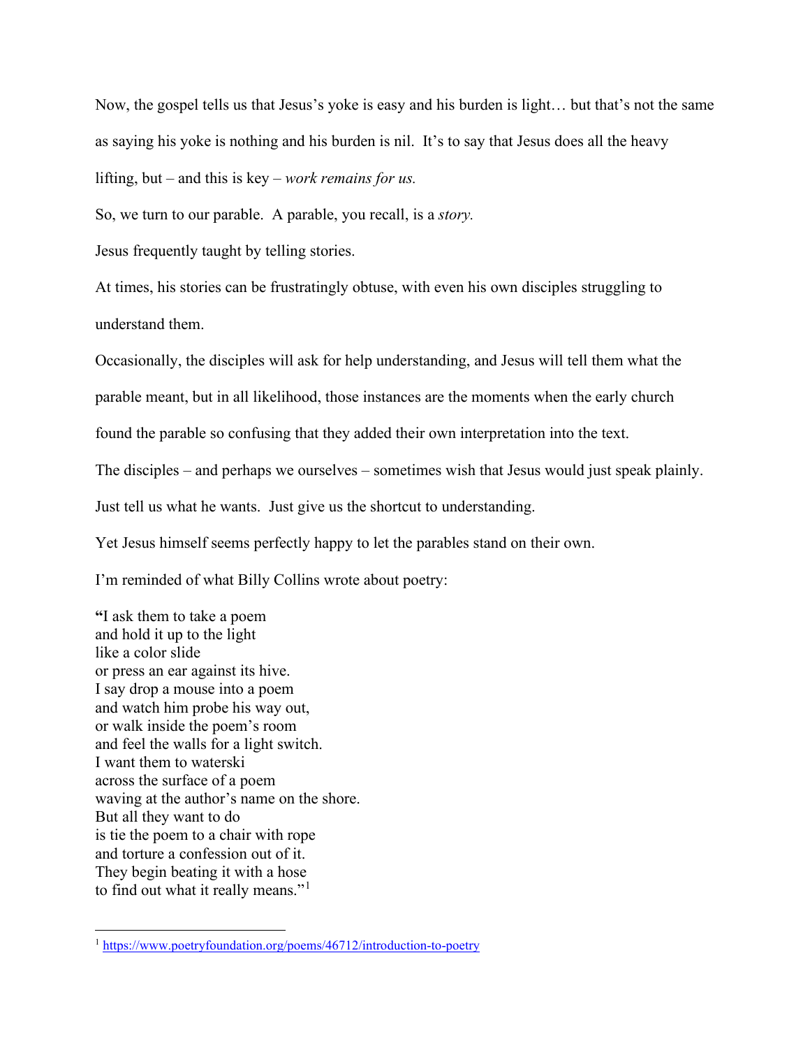Now, the gospel tells us that Jesus's yoke is easy and his burden is light… but that's not the same as saying his yoke is nothing and his burden is nil. It's to say that Jesus does all the heavy lifting, but – and this is key – *work remains for us.*

So, we turn to our parable. A parable, you recall, is a *story.*

Jesus frequently taught by telling stories.

At times, his stories can be frustratingly obtuse, with even his own disciples struggling to understand them.

Occasionally, the disciples will ask for help understanding, and Jesus will tell them what the parable meant, but in all likelihood, those instances are the moments when the early church found the parable so confusing that they added their own interpretation into the text.

The disciples – and perhaps we ourselves – sometimes wish that Jesus would just speak plainly.

Just tell us what he wants. Just give us the shortcut to understanding.

Yet Jesus himself seems perfectly happy to let the parables stand on their own.

I'm reminded of what Billy Collins wrote about poetry:

**"**I ask them to take a poem
and hold it up to the light
like a color slide
or press an ear against its hive.
I say drop a mouse into a poem
and watch him probe his way out,
or walk inside the poem's room
and feel the walls for a light switch.
I want them to waterski
across the surface of a poem
waving at the author's name on the shore.
But all they want to do
is tie the poem to a chair with rope
and torture a confession out of it.
They begin beating it with a hose
to find out what it really means."[1]

---

[1] https://www.poetryfoundation.org/poems/46712/introduction-to-poetry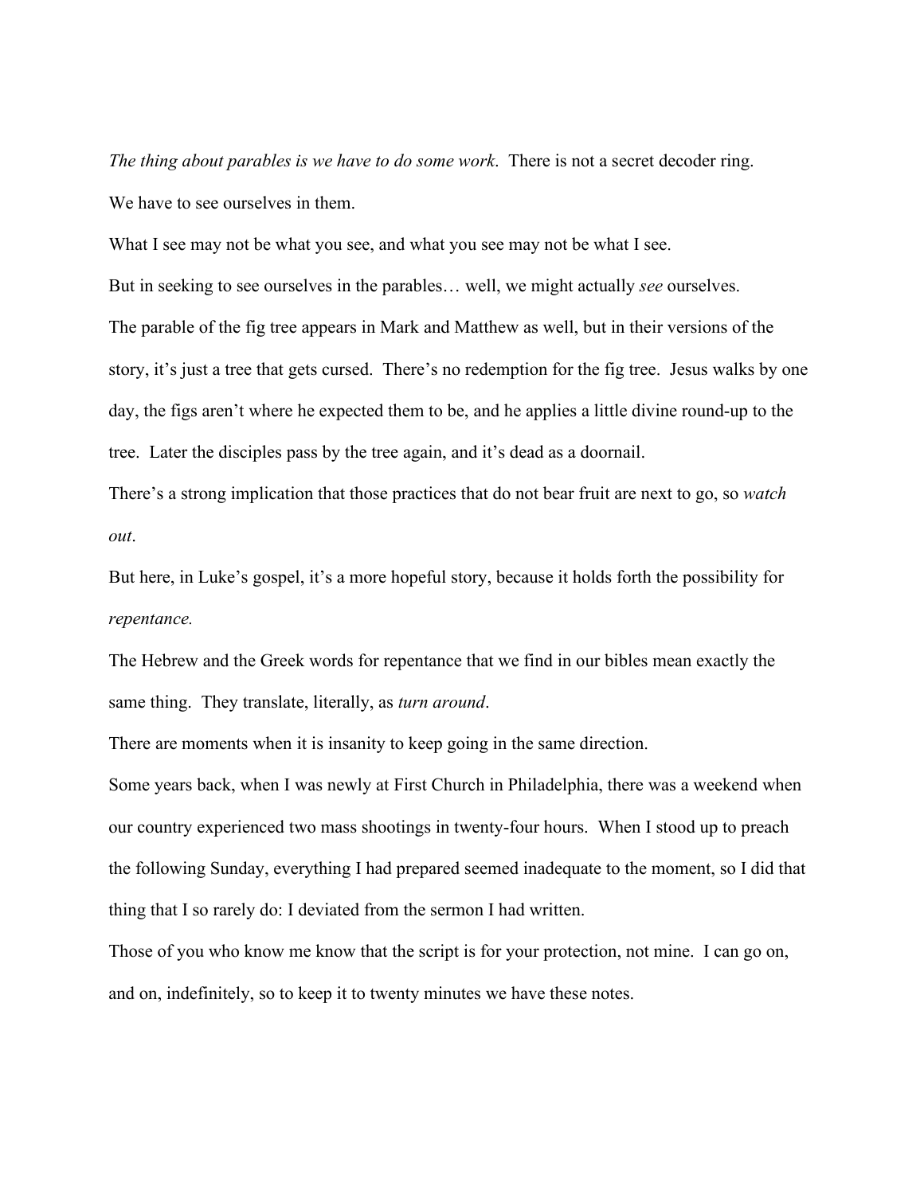*The thing about parables is we have to do some work*. There is not a secret decoder ring.

We have to see ourselves in them.

What I see may not be what you see, and what you see may not be what I see.

But in seeking to see ourselves in the parables… well, we might actually *see* ourselves.

The parable of the fig tree appears in Mark and Matthew as well, but in their versions of the story, it's just a tree that gets cursed. There's no redemption for the fig tree. Jesus walks by one day, the figs aren't where he expected them to be, and he applies a little divine round-up to the tree. Later the disciples pass by the tree again, and it's dead as a doornail.

There's a strong implication that those practices that do not bear fruit are next to go, so *watch out*.

But here, in Luke's gospel, it's a more hopeful story, because it holds forth the possibility for *repentance.*

The Hebrew and the Greek words for repentance that we find in our bibles mean exactly the same thing. They translate, literally, as *turn around*.

There are moments when it is insanity to keep going in the same direction.

Some years back, when I was newly at First Church in Philadelphia, there was a weekend when our country experienced two mass shootings in twenty-four hours. When I stood up to preach the following Sunday, everything I had prepared seemed inadequate to the moment, so I did that thing that I so rarely do: I deviated from the sermon I had written.

Those of you who know me know that the script is for your protection, not mine. I can go on, and on, indefinitely, so to keep it to twenty minutes we have these notes.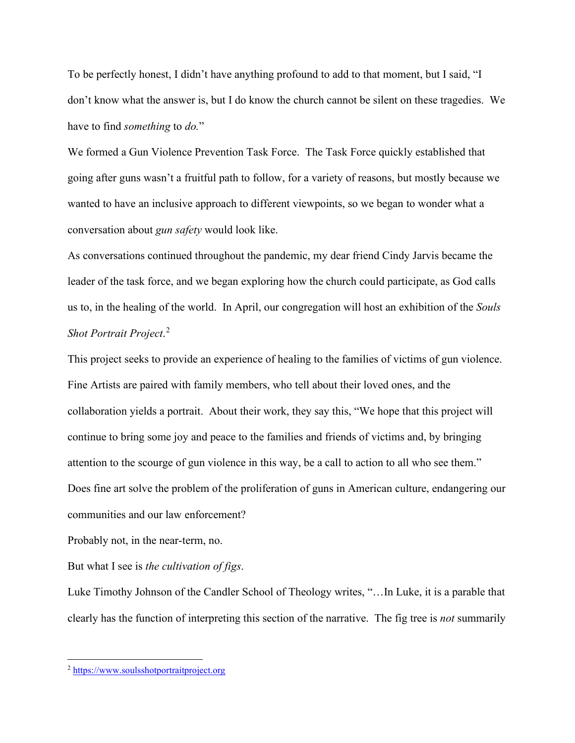To be perfectly honest, I didn't have anything profound to add to that moment, but I said, "I don't know what the answer is, but I do know the church cannot be silent on these tragedies. We have to find *something* to *do.*"

We formed a Gun Violence Prevention Task Force. The Task Force quickly established that going after guns wasn't a fruitful path to follow, for a variety of reasons, but mostly because we wanted to have an inclusive approach to different viewpoints, so we began to wonder what a conversation about *gun safety* would look like.

As conversations continued throughout the pandemic, my dear friend Cindy Jarvis became the leader of the task force, and we began exploring how the church could participate, as God calls us to, in the healing of the world. In April, our congregation will host an exhibition of the *Souls Shot Portrait Project*.[2]

This project seeks to provide an experience of healing to the families of victims of gun violence. Fine Artists are paired with family members, who tell about their loved ones, and the collaboration yields a portrait. About their work, they say this, "We hope that this project will continue to bring some joy and peace to the families and friends of victims and, by bringing attention to the scourge of gun violence in this way, be a call to action to all who see them."

Does fine art solve the problem of the proliferation of guns in American culture, endangering our communities and our law enforcement?

Probably not, in the near-term, no.

But what I see is *the cultivation of figs*.

Luke Timothy Johnson of the Candler School of Theology writes, "…In Luke, it is a parable that clearly has the function of interpreting this section of the narrative. The fig tree is *not* summarily

---

[2] https://www.soulsshotportraitproject.org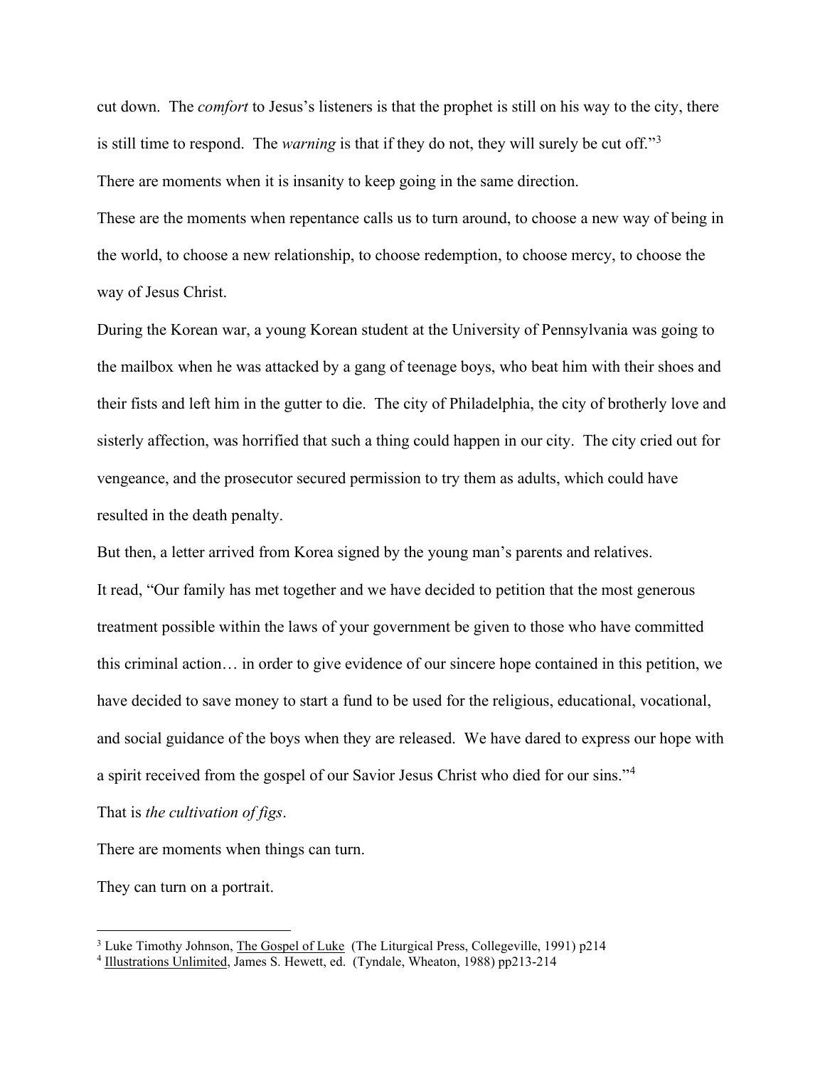cut down. The *comfort* to Jesus's listeners is that the prophet is still on his way to the city, there is still time to respond. The *warning* is that if they do not, they will surely be cut off."[3]

There are moments when it is insanity to keep going in the same direction.

These are the moments when repentance calls us to turn around, to choose a new way of being in the world, to choose a new relationship, to choose redemption, to choose mercy, to choose the way of Jesus Christ.

During the Korean war, a young Korean student at the University of Pennsylvania was going to the mailbox when he was attacked by a gang of teenage boys, who beat him with their shoes and their fists and left him in the gutter to die. The city of Philadelphia, the city of brotherly love and sisterly affection, was horrified that such a thing could happen in our city. The city cried out for vengeance, and the prosecutor secured permission to try them as adults, which could have resulted in the death penalty.

But then, a letter arrived from Korea signed by the young man's parents and relatives.

It read, "Our family has met together and we have decided to petition that the most generous treatment possible within the laws of your government be given to those who have committed this criminal action… in order to give evidence of our sincere hope contained in this petition, we have decided to save money to start a fund to be used for the religious, educational, vocational, and social guidance of the boys when they are released. We have dared to express our hope with a spirit received from the gospel of our Savior Jesus Christ who died for our sins."[4]

That is *the cultivation of figs*.

There are moments when things can turn.

They can turn on a portrait.

---

[3] Luke Timothy Johnson, The Gospel of Luke (The Liturgical Press, Collegeville, 1991) p214

[4] Illustrations Unlimited, James S. Hewett, ed. (Tyndale, Wheaton, 1988) pp213-214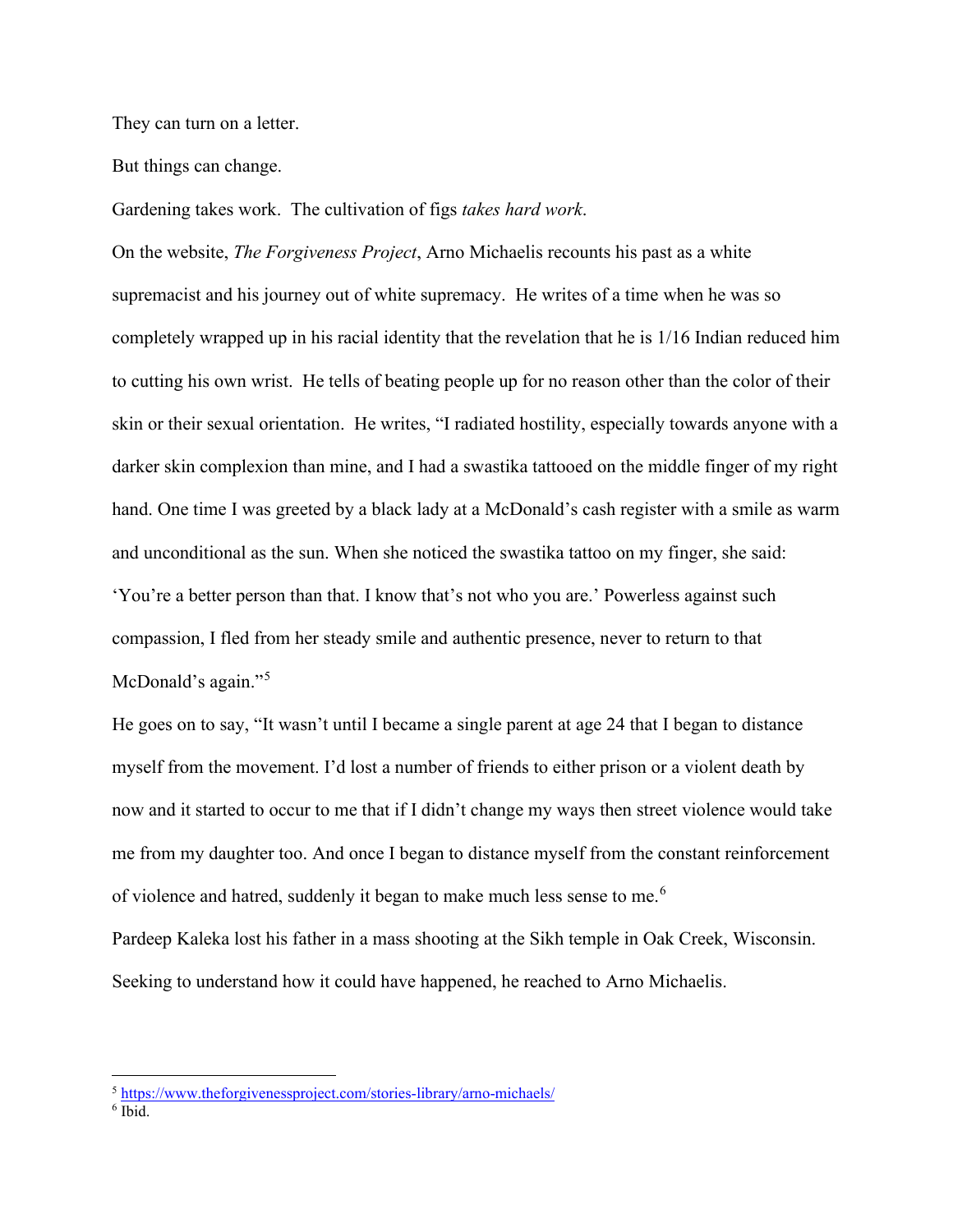They can turn on a letter.

But things can change.

Gardening takes work. The cultivation of figs *takes hard work*.

On the website, *The Forgiveness Project*, Arno Michaelis recounts his past as a white supremacist and his journey out of white supremacy. He writes of a time when he was so completely wrapped up in his racial identity that the revelation that he is 1/16 Indian reduced him to cutting his own wrist. He tells of beating people up for no reason other than the color of their skin or their sexual orientation. He writes, "I radiated hostility, especially towards anyone with a darker skin complexion than mine, and I had a swastika tattooed on the middle finger of my right hand. One time I was greeted by a black lady at a McDonald's cash register with a smile as warm and unconditional as the sun. When she noticed the swastika tattoo on my finger, she said: 'You're a better person than that. I know that's not who you are.' Powerless against such compassion, I fled from her steady smile and authentic presence, never to return to that McDonald's again."[5]

He goes on to say, "It wasn't until I became a single parent at age 24 that I began to distance myself from the movement. I'd lost a number of friends to either prison or a violent death by now and it started to occur to me that if I didn't change my ways then street violence would take me from my daughter too. And once I began to distance myself from the constant reinforcement of violence and hatred, suddenly it began to make much less sense to me.[6]

Pardeep Kaleka lost his father in a mass shooting at the Sikh temple in Oak Creek, Wisconsin. Seeking to understand how it could have happened, he reached to Arno Michaelis.

---

[5] https://www.theforgivenessproject.com/stories-library/arno-michaels/

[6] Ibid.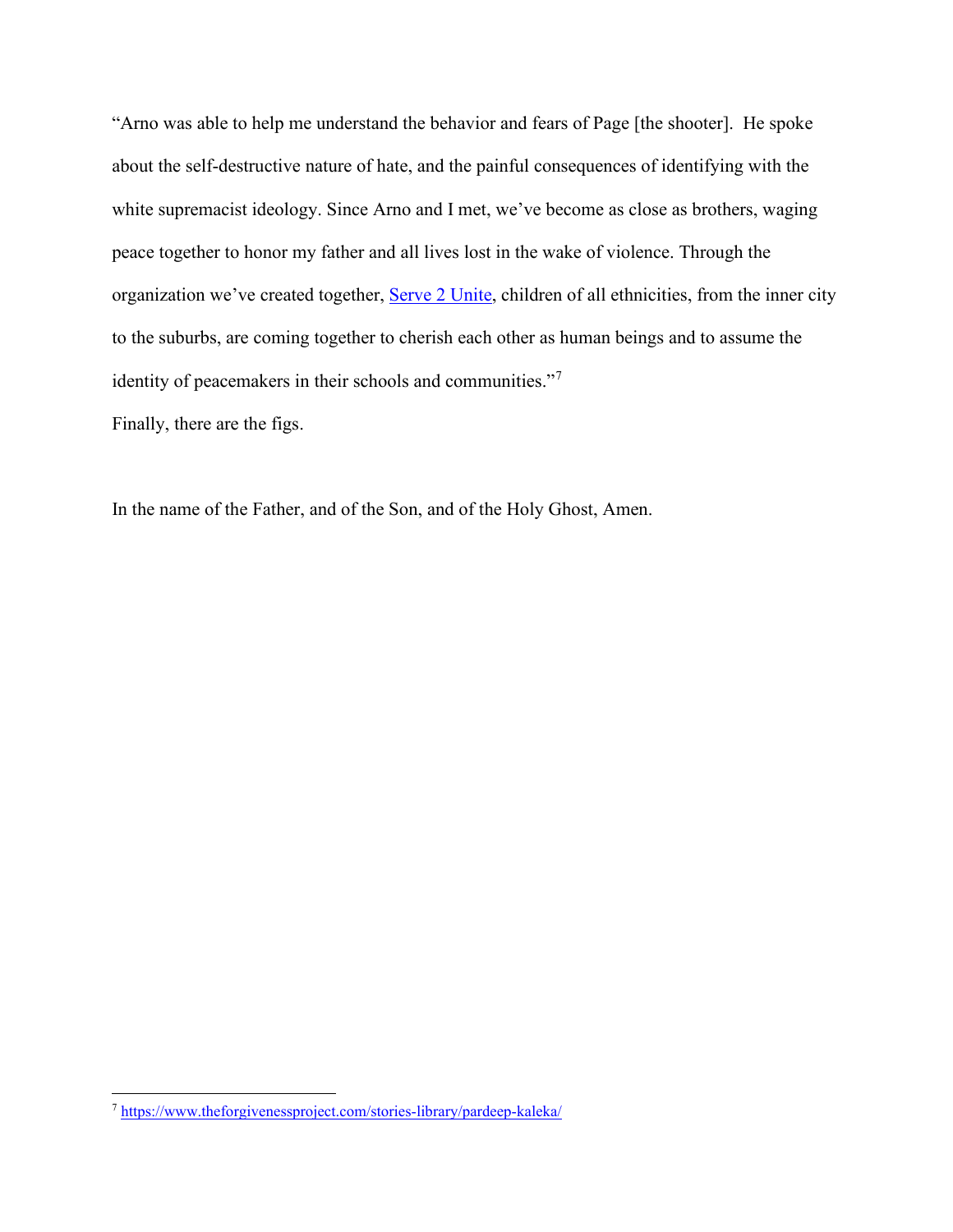"Arno was able to help me understand the behavior and fears of Page [the shooter]. He spoke about the self-destructive nature of hate, and the painful consequences of identifying with the white supremacist ideology. Since Arno and I met, we've become as close as brothers, waging peace together to honor my father and all lives lost in the wake of violence. Through the organization we've created together, Serve 2 Unite, children of all ethnicities, from the inner city to the suburbs, are coming together to cherish each other as human beings and to assume the identity of peacemakers in their schools and communities."[7]

Finally, there are the figs.

In the name of the Father, and of the Son, and of the Holy Ghost, Amen.

---

[7] https://www.theforgivenessproject.com/stories-library/pardeep-kaleka/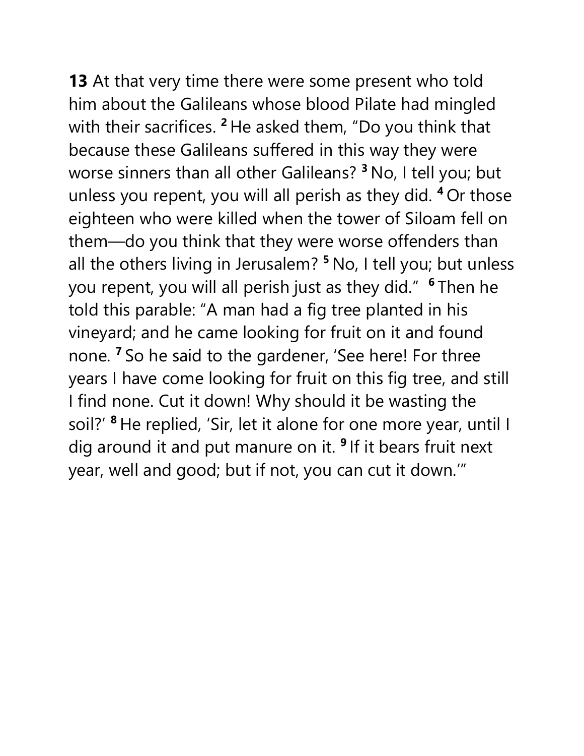**13** At that very time there were some present who told him about the Galileans whose blood Pilate had mingled with their sacrifices. [2] He asked them, “Do you think that because these Galileans suffered in this way they were worse sinners than all other Galileans? [3] No, I tell you; but unless you repent, you will all perish as they did. [4] Or those eighteen who were killed when the tower of Siloam fell on them—do you think that they were worse offenders than all the others living in Jerusalem? [5] No, I tell you; but unless you repent, you will all perish just as they did.” [6] Then he told this parable: “A man had a fig tree planted in his vineyard; and he came looking for fruit on it and found none. [7] So he said to the gardener, ‘See here! For three years I have come looking for fruit on this fig tree, and still I find none. Cut it down! Why should it be wasting the soil?’ [8] He replied, ‘Sir, let it alone for one more year, until I dig around it and put manure on it. [9] If it bears fruit next year, well and good; but if not, you can cut it down.’”